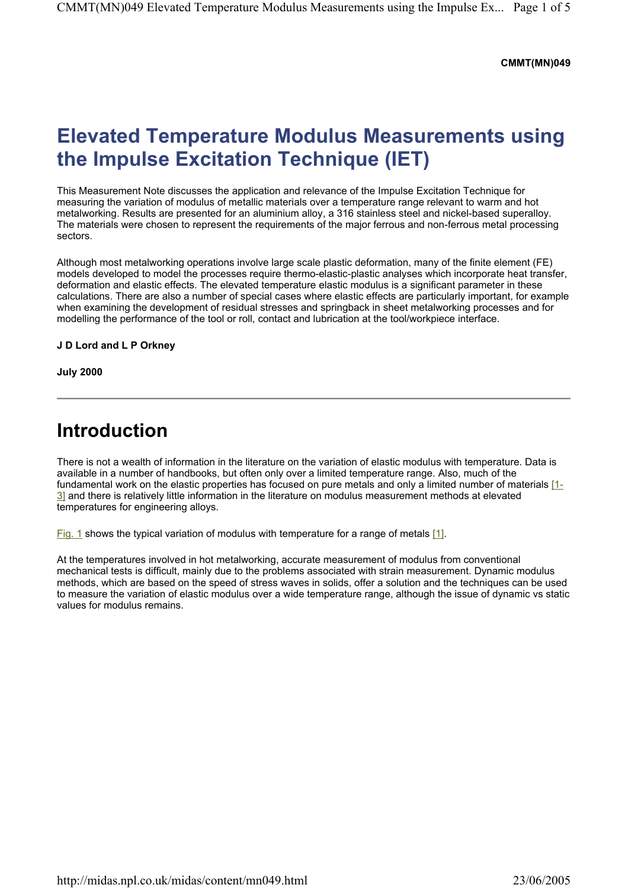**CMMT(MN)049**

# Elevated Temperature Modulus Measurements using the Impulse Excitation Technique (IET)

This Measurement Note discusses the application and relevance of the Impulse Excitation Technique for measuring the variation of modulus of metallic materials over a temperature range relevant to warm and hot metalworking. Results are presented for an aluminium alloy, a 316 stainless steel and nickel-based superalloy. The materials were chosen to represent the requirements of the major ferrous and non-ferrous metal processing sectors.

Although most metalworking operations involve large scale plastic deformation, many of the finite element (FE) models developed to model the processes require thermo-elastic-plastic analyses which incorporate heat transfer, deformation and elastic effects. The elevated temperature elastic modulus is a significant parameter in these calculations. There are also a number of special cases where elastic effects are particularly important, for example when examining the development of residual stresses and springback in sheet metalworking processes and for modelling the performance of the tool or roll, contact and lubrication at the tool/workpiece interface.

**J D Lord and L P Orkney**

**July 2000**

---

# Introduction

There is not a wealth of information in the literature on the variation of elastic modulus with temperature. Data is available in a number of handbooks, but often only over a limited temperature range. Also, much of the fundamental work on the elastic properties has focused on pure metals and only a limited number of materials [1-3] and there is relatively little information in the literature on modulus measurement methods at elevated temperatures for engineering alloys.

Fig. 1 shows the typical variation of modulus with temperature for a range of metals [1].

At the temperatures involved in hot metalworking, accurate measurement of modulus from conventional mechanical tests is difficult, mainly due to the problems associated with strain measurement. Dynamic modulus methods, which are based on the speed of stress waves in solids, offer a solution and the techniques can be used to measure the variation of elastic modulus over a wide temperature range, although the issue of dynamic vs static values for modulus remains.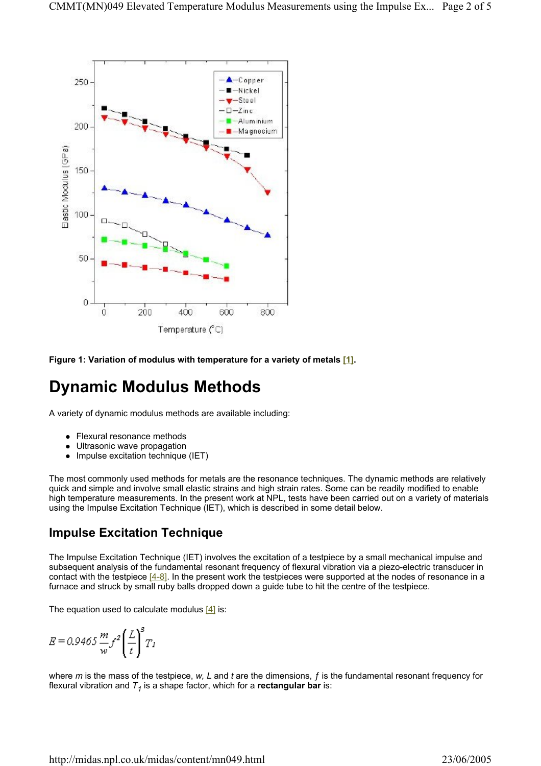Figure 1: Variation of modulus with temperature for a variety of metals [1].

# Dynamic Modulus Methods

A variety of dynamic modulus methods are available including:

- Flexural resonance methods
- Ultrasonic wave propagation
- Impulse excitation technique (IET)

The most commonly used methods for metals are the resonance techniques. The dynamic methods are relatively quick and simple and involve small elastic strains and high strain rates. Some can be readily modified to enable high temperature measurements. In the present work at NPL, tests have been carried out on a variety of materials using the Impulse Excitation Technique (IET), which is described in some detail below.

## Impulse Excitation Technique

The Impulse Excitation Technique (IET) involves the excitation of a testpiece by a small mechanical impulse and subsequent analysis of the fundamental resonant frequency of flexural vibration via a piezo-electric transducer in contact with the testpiece [4-8]. In the present work the testpieces were supported at the nodes of resonance in a furnace and struck by small ruby balls dropped down a guide tube to hit the centre of the testpiece.

The equation used to calculate modulus [4] is:

$$E = 0.9465 \frac{m}{w} f^2 \left(\frac{L}{t}\right)^3 T_1$$

where $m$ is the mass of the testpiece, $w$, $L$ and $t$ are the dimensions, $f$ is the fundamental resonant frequency for flexural vibration and $T_1$ is a shape factor, which for a **rectangular bar** is: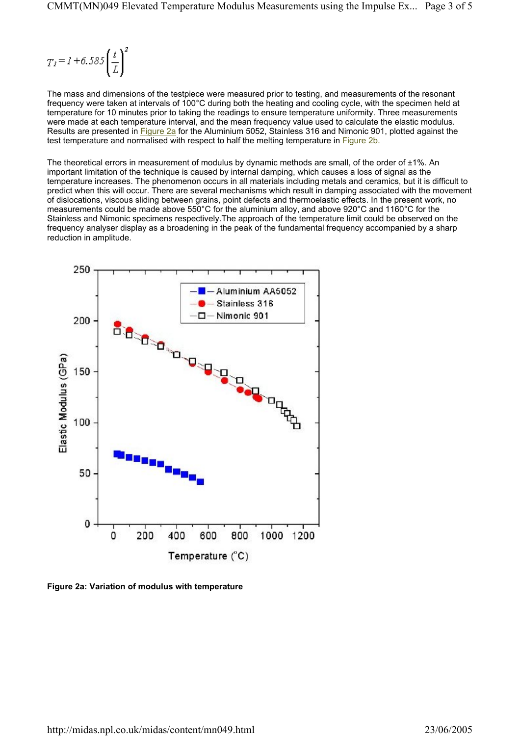$$T_1 = 1 + 6.585\left(\frac{t}{L}\right)^2$$

The mass and dimensions of the testpiece were measured prior to testing, and measurements of the resonant frequency were taken at intervals of 100°C during both the heating and cooling cycle, with the specimen held at temperature for 10 minutes prior to taking the readings to ensure temperature uniformity. Three measurements were made at each temperature interval, and the mean frequency value used to calculate the elastic modulus. Results are presented in Figure 2a for the Aluminium 5052, Stainless 316 and Nimonic 901, plotted against the test temperature and normalised with respect to half the melting temperature in Figure 2b.

The theoretical errors in measurement of modulus by dynamic methods are small, of the order of ±1%. An important limitation of the technique is caused by internal damping, which causes a loss of signal as the temperature increases. The phenomenon occurs in all materials including metals and ceramics, but it is difficult to predict when this will occur. There are several mechanisms which result in damping associated with the movement of dislocations, viscous sliding between grains, point defects and thermoelastic effects. In the present work, no measurements could be made above 550°C for the aluminium alloy, and above 920°C and 1160°C for the Stainless and Nimonic specimens respectively.The approach of the temperature limit could be observed on the frequency analyser display as a broadening in the peak of the fundamental frequency accompanied by a sharp reduction in amplitude.

**Figure 2a: Variation of modulus with temperature**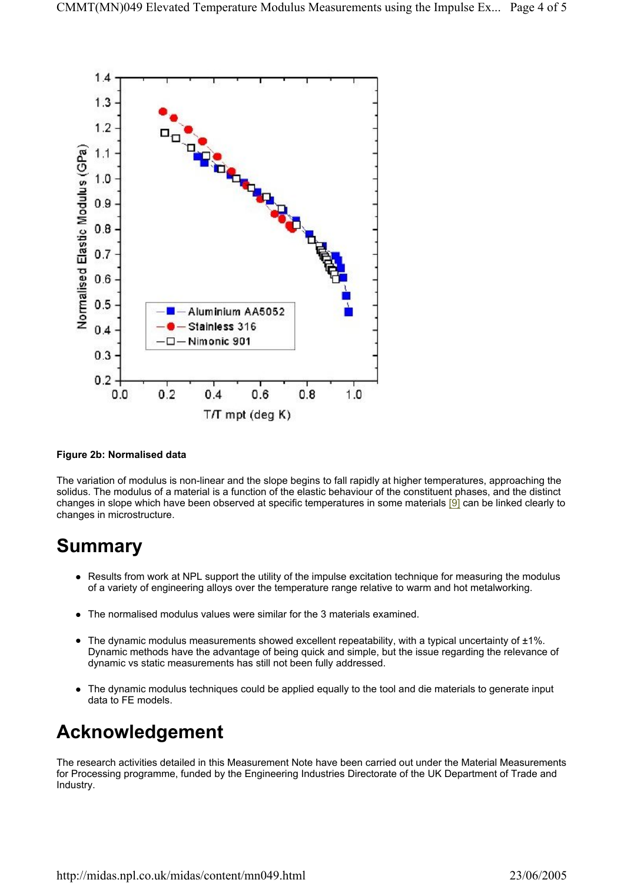**Figure 2b: Normalised data**

The variation of modulus is non-linear and the slope begins to fall rapidly at higher temperatures, approaching the solidus. The modulus of a material is a function of the elastic behaviour of the constituent phases, and the distinct changes in slope which have been observed at specific temperatures in some materials [9] can be linked clearly to changes in microstructure.

# Summary

- Results from work at NPL support the utility of the impulse excitation technique for measuring the modulus of a variety of engineering alloys over the temperature range relative to warm and hot metalworking.
- The normalised modulus values were similar for the 3 materials examined.
- The dynamic modulus measurements showed excellent repeatability, with a typical uncertainty of ±1%. Dynamic methods have the advantage of being quick and simple, but the issue regarding the relevance of dynamic vs static measurements has still not been fully addressed.
- The dynamic modulus techniques could be applied equally to the tool and die materials to generate input data to FE models.

# Acknowledgement

The research activities detailed in this Measurement Note have been carried out under the Material Measurements for Processing programme, funded by the Engineering Industries Directorate of the UK Department of Trade and Industry.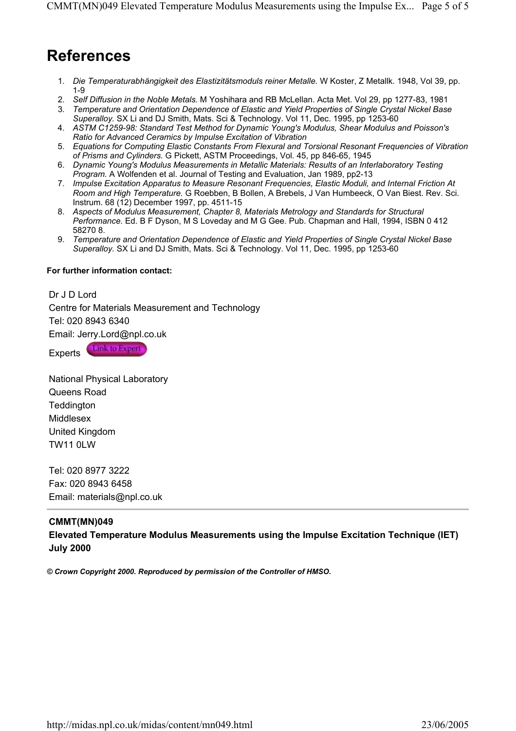# References

1. *Die Temperaturabhängigkeit des Elastizitätsmoduls reiner Metalle.* W Koster, Z Metallk. 1948, Vol 39, pp. 1-9
2. *Self Diffusion in the Noble Metals.* M Yoshihara and RB McLellan. Acta Met. Vol 29, pp 1277-83, 1981
3. *Temperature and Orientation Dependence of Elastic and Yield Properties of Single Crystal Nickel Base Superalloy.* SX Li and DJ Smith, Mats. Sci & Technology. Vol 11, Dec. 1995, pp 1253-60
4. *ASTM C1259-98: Standard Test Method for Dynamic Young's Modulus, Shear Modulus and Poisson's Ratio for Advanced Ceramics by Impulse Excitation of Vibration*
5. *Equations for Computing Elastic Constants From Flexural and Torsional Resonant Frequencies of Vibration of Prisms and Cylinders.* G Pickett, ASTM Proceedings, Vol. 45, pp 846-65, 1945
6. *Dynamic Young's Modulus Measurements in Metallic Materials: Results of an Interlaboratory Testing Program.* A Wolfenden et al. Journal of Testing and Evaluation, Jan 1989, pp2-13
7. *Impulse Excitation Apparatus to Measure Resonant Frequencies, Elastic Moduli, and Internal Friction At Room and High Temperature.* G Roebben, B Bollen, A Brebels, J Van Humbeeck, O Van Biest. Rev. Sci. Instrum. 68 (12) December 1997, pp. 4511-15
8. *Aspects of Modulus Measurement, Chapter 8, Materials Metrology and Standards for Structural Performance.* Ed. B F Dyson, M S Loveday and M G Gee. Pub. Chapman and Hall, 1994, ISBN 0 412 58270 8.
9. *Temperature and Orientation Dependence of Elastic and Yield Properties of Single Crystal Nickel Base Superalloy.* SX Li and DJ Smith, Mats. Sci & Technology. Vol 11, Dec. 1995, pp 1253-60

**For further information contact:**

Dr J D Lord
Centre for Materials Measurement and Technology
Tel: 020 8943 6340
Email: Jerry.Lord@npl.co.uk
Experts Link to Expert

National Physical Laboratory
Queens Road
Teddington
Middlesex
United Kingdom
TW11 0LW

Tel: 020 8977 3222
Fax: 020 8943 6458
Email: materials@npl.co.uk

---

**CMMT(MN)049**
**Elevated Temperature Modulus Measurements using the Impulse Excitation Technique (IET)**
**July 2000**

***© Crown Copyright 2000. Reproduced by permission of the Controller of HMSO.***